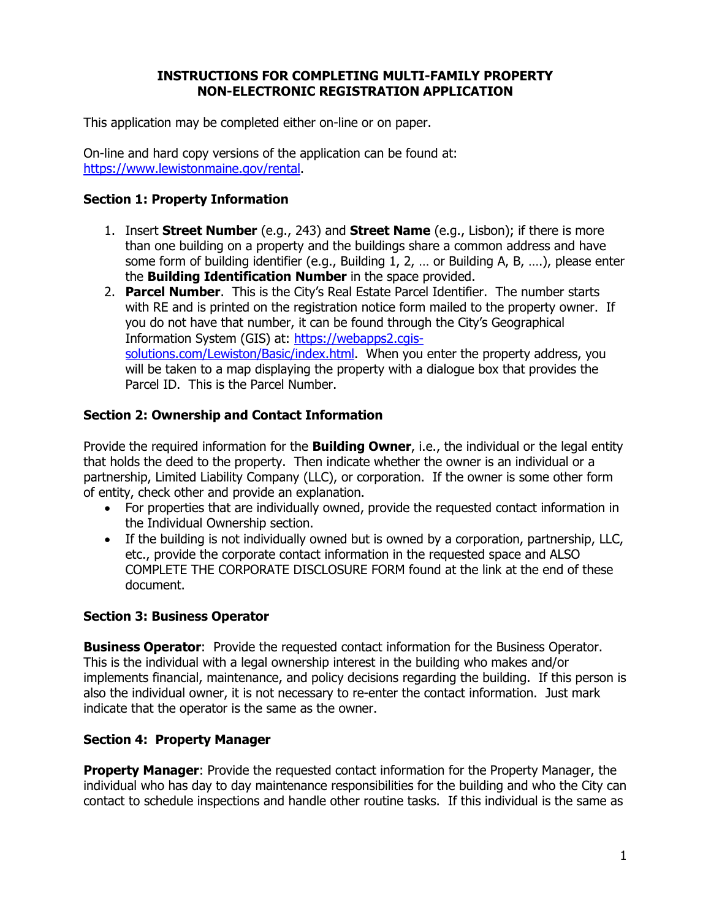# INSTRUCTIONS FOR COMPLETING MULTI-FAMILY PROPERTY NON-ELECTRONIC REGISTRATION APPLICATION

This application may be completed either on-line or on paper.

On-line and hard copy versions of the application can be found at: https://www.lewistonmaine.gov/rental.

## Section 1: Property Information

1. Insert **Street Number** (e.g., 243) and **Street Name** (e.g., Lisbon); if there is more than one building on a property and the buildings share a common address and have some form of building identifier (e.g., Building 1, 2, … or Building A, B, ….), please enter the **Building Identification Number** in the space provided.
2. **Parcel Number**. This is the City's Real Estate Parcel Identifier. The number starts with RE and is printed on the registration notice form mailed to the property owner. If you do not have that number, it can be found through the City's Geographical Information System (GIS) at: https://webapps2.cgis-solutions.com/Lewiston/Basic/index.html. When you enter the property address, you will be taken to a map displaying the property with a dialogue box that provides the Parcel ID. This is the Parcel Number.

## Section 2: Ownership and Contact Information

Provide the required information for the **Building Owner**, i.e., the individual or the legal entity that holds the deed to the property. Then indicate whether the owner is an individual or a partnership, Limited Liability Company (LLC), or corporation. If the owner is some other form of entity, check other and provide an explanation.

- For properties that are individually owned, provide the requested contact information in the Individual Ownership section.
- If the building is not individually owned but is owned by a corporation, partnership, LLC, etc., provide the corporate contact information in the requested space and ALSO COMPLETE THE CORPORATE DISCLOSURE FORM found at the link at the end of these document.

## Section 3: Business Operator

**Business Operator**: Provide the requested contact information for the Business Operator. This is the individual with a legal ownership interest in the building who makes and/or implements financial, maintenance, and policy decisions regarding the building. If this person is also the individual owner, it is not necessary to re-enter the contact information. Just mark indicate that the operator is the same as the owner.

## Section 4: Property Manager

**Property Manager**: Provide the requested contact information for the Property Manager, the individual who has day to day maintenance responsibilities for the building and who the City can contact to schedule inspections and handle other routine tasks. If this individual is the same as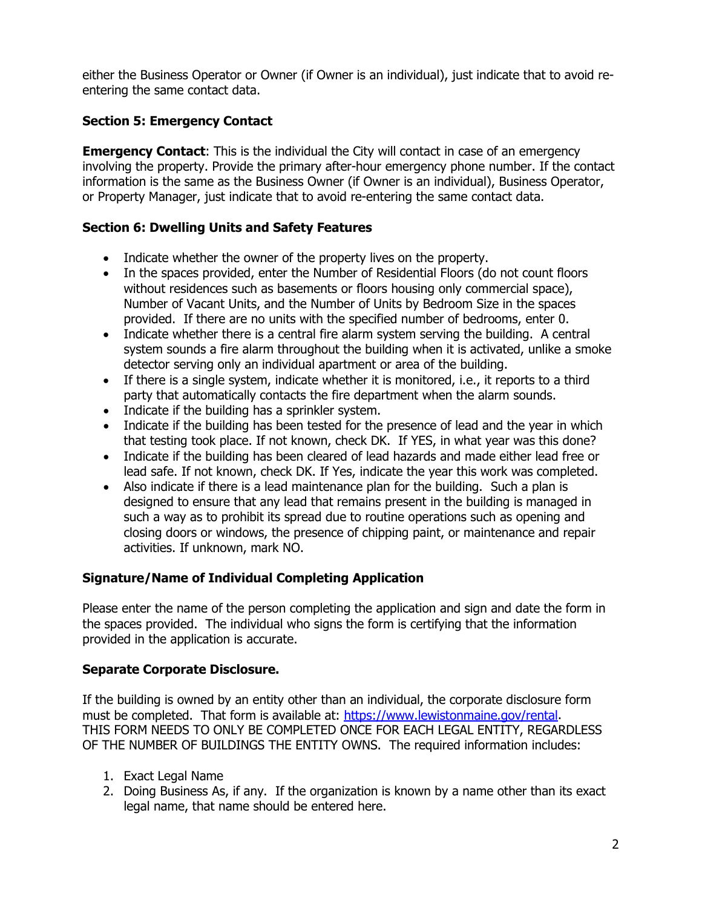either the Business Operator or Owner (if Owner is an individual), just indicate that to avoid re-entering the same contact data.

### Section 5: Emergency Contact

**Emergency Contact**: This is the individual the City will contact in case of an emergency involving the property. Provide the primary after-hour emergency phone number. If the contact information is the same as the Business Owner (if Owner is an individual), Business Operator, or Property Manager, just indicate that to avoid re-entering the same contact data.

### Section 6: Dwelling Units and Safety Features

- Indicate whether the owner of the property lives on the property.
- In the spaces provided, enter the Number of Residential Floors (do not count floors without residences such as basements or floors housing only commercial space), Number of Vacant Units, and the Number of Units by Bedroom Size in the spaces provided. If there are no units with the specified number of bedrooms, enter 0.
- Indicate whether there is a central fire alarm system serving the building. A central system sounds a fire alarm throughout the building when it is activated, unlike a smoke detector serving only an individual apartment or area of the building.
- If there is a single system, indicate whether it is monitored, i.e., it reports to a third party that automatically contacts the fire department when the alarm sounds.
- Indicate if the building has a sprinkler system.
- Indicate if the building has been tested for the presence of lead and the year in which that testing took place. If not known, check DK. If YES, in what year was this done?
- Indicate if the building has been cleared of lead hazards and made either lead free or lead safe. If not known, check DK. If Yes, indicate the year this work was completed.
- Also indicate if there is a lead maintenance plan for the building. Such a plan is designed to ensure that any lead that remains present in the building is managed in such a way as to prohibit its spread due to routine operations such as opening and closing doors or windows, the presence of chipping paint, or maintenance and repair activities. If unknown, mark NO.

### Signature/Name of Individual Completing Application

Please enter the name of the person completing the application and sign and date the form in the spaces provided. The individual who signs the form is certifying that the information provided in the application is accurate.

### Separate Corporate Disclosure.

If the building is owned by an entity other than an individual, the corporate disclosure form must be completed. That form is available at: [https://www.lewistonmaine.gov/rental](https://www.lewistonmaine.gov/rental). THIS FORM NEEDS TO ONLY BE COMPLETED ONCE FOR EACH LEGAL ENTITY, REGARDLESS OF THE NUMBER OF BUILDINGS THE ENTITY OWNS. The required information includes:

1. Exact Legal Name
2. Doing Business As, if any. If the organization is known by a name other than its exact legal name, that name should be entered here.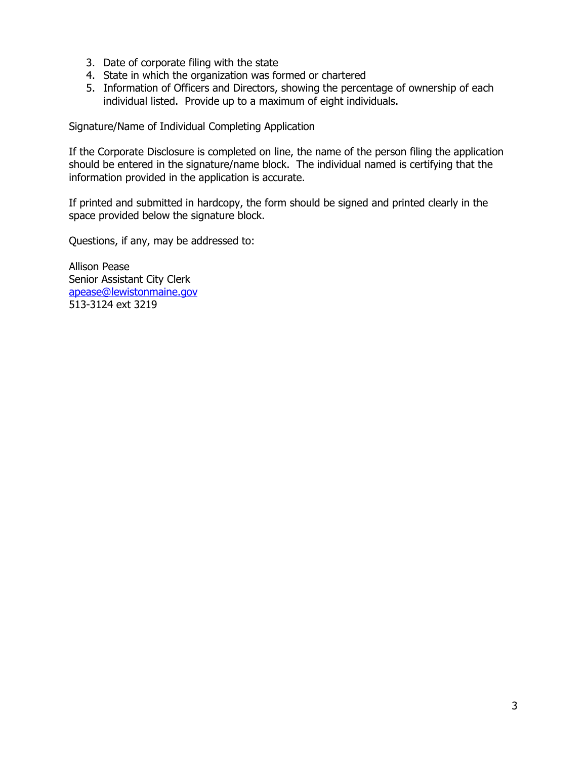3. Date of corporate filing with the state
4. State in which the organization was formed or chartered
5. Information of Officers and Directors, showing the percentage of ownership of each individual listed. Provide up to a maximum of eight individuals.

Signature/Name of Individual Completing Application

If the Corporate Disclosure is completed on line, the name of the person filing the application should be entered in the signature/name block. The individual named is certifying that the information provided in the application is accurate.

If printed and submitted in hardcopy, the form should be signed and printed clearly in the space provided below the signature block.

Questions, if any, may be addressed to:

Allison Pease
Senior Assistant City Clerk
apease@lewistonmaine.gov
513-3124 ext 3219